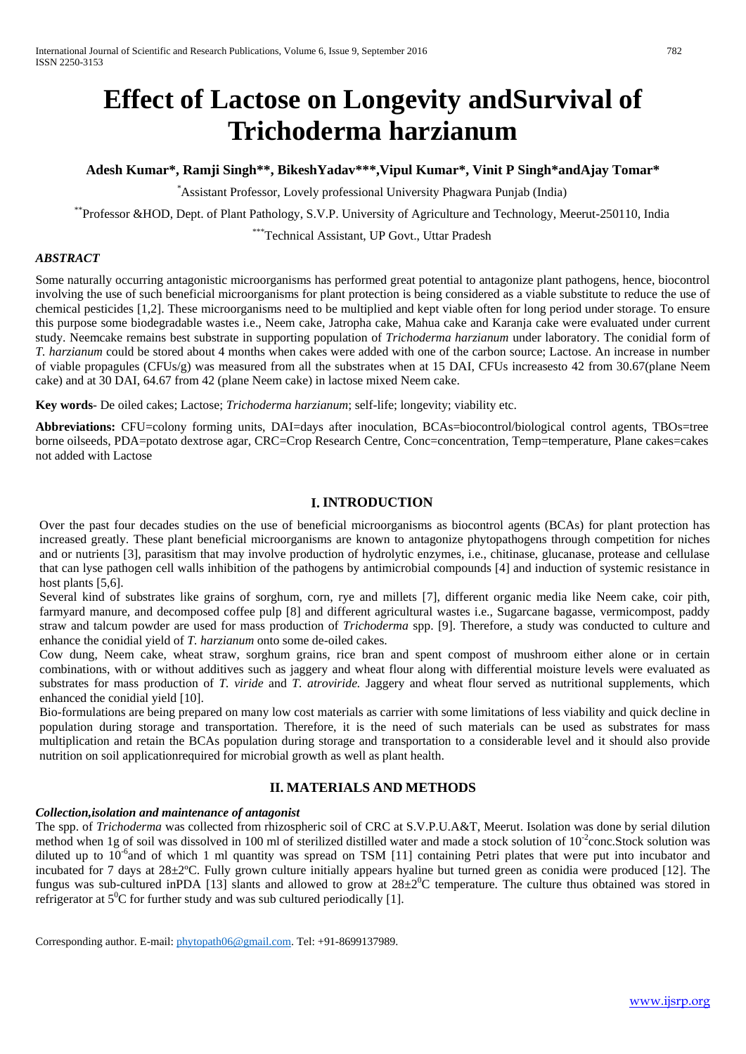# Effect of Lactose on Longevity andSurvival of Trichoderma harzianum

**Adesh Kumar*, Ramji Singh**, BikeshYadav***,Vipul Kumar*, Vinit P Singh*andAjay Tomar***

*Assistant Professor, Lovely professional University Phagwara Punjab (India)

**Professor &HOD, Dept. of Plant Pathology, S.V.P. University of Agriculture and Technology, Meerut-250110, India

***Technical Assistant, UP Govt., Uttar Pradesh

### *ABSTRACT*

Some naturally occurring antagonistic microorganisms has performed great potential to antagonize plant pathogens, hence, biocontrol involving the use of such beneficial microorganisms for plant protection is being considered as a viable substitute to reduce the use of chemical pesticides [1,2]. These microorganisms need to be multiplied and kept viable often for long period under storage. To ensure this purpose some biodegradable wastes i.e., Neem cake, Jatropha cake, Mahua cake and Karanja cake were evaluated under current study. Neemcake remains best substrate in supporting population of *Trichoderma harzianum* under laboratory. The conidial form of *T. harzianum* could be stored about 4 months when cakes were added with one of the carbon source; Lactose. An increase in number of viable propagules (CFUs/g) was measured from all the substrates when at 15 DAI, CFUs increasesto 42 from 30.67(plane Neem cake) and at 30 DAI, 64.67 from 42 (plane Neem cake) in lactose mixed Neem cake.

**Key words**- De oiled cakes; Lactose; *Trichoderma harzianum*; self-life; longevity; viability etc.

**Abbreviations:** CFU=colony forming units, DAI=days after inoculation, BCAs=biocontrol/biological control agents, TBOs=tree borne oilseeds, PDA=potato dextrose agar, CRC=Crop Research Centre, Conc=concentration, Temp=temperature, Plane cakes=cakes not added with Lactose

## I. INTRODUCTION

Over the past four decades studies on the use of beneficial microorganisms as biocontrol agents (BCAs) for plant protection has increased greatly. These plant beneficial microorganisms are known to antagonize phytopathogens through competition for niches and or nutrients [3], parasitism that may involve production of hydrolytic enzymes, i.e., chitinase, glucanase, protease and cellulase that can lyse pathogen cell walls inhibition of the pathogens by antimicrobial compounds [4] and induction of systemic resistance in host plants [5,6].

Several kind of substrates like grains of sorghum, corn, rye and millets [7], different organic media like Neem cake, coir pith, farmyard manure, and decomposed coffee pulp [8] and different agricultural wastes i.e., Sugarcane bagasse, vermicompost, paddy straw and talcum powder are used for mass production of *Trichoderma* spp. [9]. Therefore, a study was conducted to culture and enhance the conidial yield of *T. harzianum* onto some de-oiled cakes.

Cow dung, Neem cake, wheat straw, sorghum grains, rice bran and spent compost of mushroom either alone or in certain combinations, with or without additives such as jaggery and wheat flour along with differential moisture levels were evaluated as substrates for mass production of *T. viride* and *T. atroviride.* Jaggery and wheat flour served as nutritional supplements, which enhanced the conidial yield [10].

Bio-formulations are being prepared on many low cost materials as carrier with some limitations of less viability and quick decline in population during storage and transportation. Therefore, it is the need of such materials can be used as substrates for mass multiplication and retain the BCAs population during storage and transportation to a considerable level and it should also provide nutrition on soil applicationrequired for microbial growth as well as plant health.

## II. MATERIALS AND METHODS

### *Collection,isolation and maintenance of antagonist*

The spp. of *Trichoderma* was collected from rhizospheric soil of CRC at S.V.P.U.A&T, Meerut. Isolation was done by serial dilution method when 1g of soil was dissolved in 100 ml of sterilized distilled water and made a stock solution of $10^{-2}$conc.Stock solution was diluted up to $10^{-6}$and of which 1 ml quantity was spread on TSM [11] containing Petri plates that were put into incubator and incubated for 7 days at 28±2ºC. Fully grown culture initially appears hyaline but turned green as conidia were produced [12]. The fungus was sub-cultured inPDA [13] slants and allowed to grow at $28\pm2^0$C temperature. The culture thus obtained was stored in refrigerator at $5^0$C for further study and was sub cultured periodically [1].

Corresponding author. E-mail: phytopath06@gmail.com. Tel: +91-8699137989.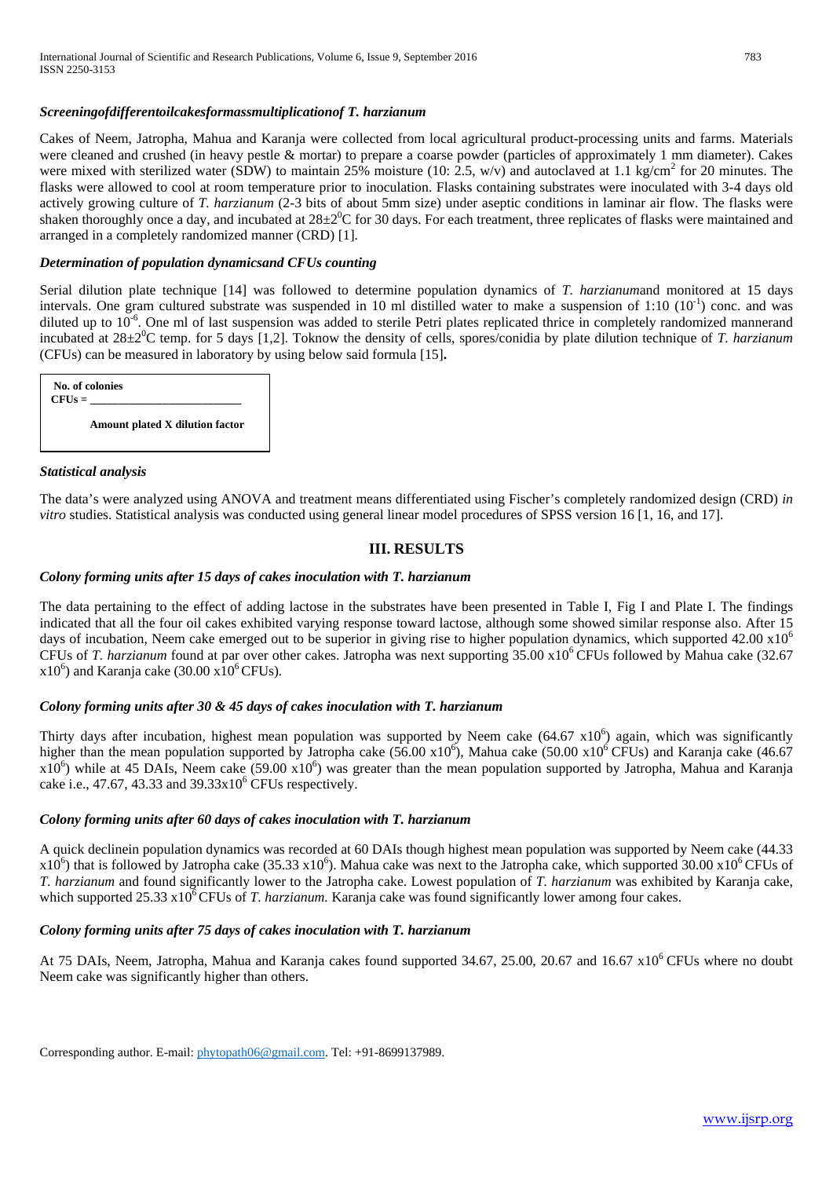### *Screeningofdifferentoilcakesformassmultiplicationof T. harzianum*

Cakes of Neem, Jatropha, Mahua and Karanja were collected from local agricultural product-processing units and farms. Materials were cleaned and crushed (in heavy pestle & mortar) to prepare a coarse powder (particles of approximately 1 mm diameter). Cakes were mixed with sterilized water (SDW) to maintain 25% moisture (10: 2.5, w/v) and autoclaved at 1.1 kg/cm$^2$ for 20 minutes. The flasks were allowed to cool at room temperature prior to inoculation. Flasks containing substrates were inoculated with 3-4 days old actively growing culture of *T. harzianum* (2-3 bits of about 5mm size) under aseptic conditions in laminar air flow. The flasks were shaken thoroughly once a day, and incubated at 28±2$^0$C for 30 days. For each treatment, three replicates of flasks were maintained and arranged in a completely randomized manner (CRD) [1].

### *Determination of population dynamicsand CFUs counting*

Serial dilution plate technique [14] was followed to determine population dynamics of *T. harzianum*and monitored at 15 days intervals. One gram cultured substrate was suspended in 10 ml distilled water to make a suspension of 1:10 ($10^{-1}$) conc. and was diluted up to $10^{-6}$. One ml of last suspension was added to sterile Petri plates replicated thrice in completely randomized mannerand incubated at 28±2$^0$C temp. for 5 days [1,2]. Toknow the density of cells, spores/conidia by plate dilution technique of *T. harzianum* (CFUs) can be measured in laboratory by using below said formula [15]**.**

$$\textbf{CFUs} = \frac{\textbf{No. of colonies}}{\textbf{Amount plated X dilution factor}}$$

### *Statistical analysis*

The data's were analyzed using ANOVA and treatment means differentiated using Fischer's completely randomized design (CRD) *in vitro* studies. Statistical analysis was conducted using general linear model procedures of SPSS version 16 [1, 16, and 17].

## III. RESULTS

### *Colony forming units after 15 days of cakes inoculation with T. harzianum*

The data pertaining to the effect of adding lactose in the substrates have been presented in Table I, Fig I and Plate I. The findings indicated that all the four oil cakes exhibited varying response toward lactose, although some showed similar response also. After 15 days of incubation, Neem cake emerged out to be superior in giving rise to higher population dynamics, which supported 42.00 x$10^6$ CFUs of *T. harzianum* found at par over other cakes. Jatropha was next supporting 35.00 x$10^6$ CFUs followed by Mahua cake (32.67 x$10^6$) and Karanja cake (30.00 x$10^6$ CFUs).

### *Colony forming units after 30 & 45 days of cakes inoculation with T. harzianum*

Thirty days after incubation, highest mean population was supported by Neem cake (64.67 x$10^6$) again, which was significantly higher than the mean population supported by Jatropha cake (56.00 x$10^6$), Mahua cake (50.00 x$10^6$ CFUs) and Karanja cake (46.67 x$10^6$) while at 45 DAIs, Neem cake (59.00 x$10^6$) was greater than the mean population supported by Jatropha, Mahua and Karanja cake i.e., 47.67, 43.33 and 39.33x$10^6$ CFUs respectively.

### *Colony forming units after 60 days of cakes inoculation with T. harzianum*

A quick declinein population dynamics was recorded at 60 DAIs though highest mean population was supported by Neem cake (44.33 x$10^6$) that is followed by Jatropha cake (35.33 x$10^6$). Mahua cake was next to the Jatropha cake, which supported 30.00 x$10^6$ CFUs of *T. harzianum* and found significantly lower to the Jatropha cake. Lowest population of *T. harzianum* was exhibited by Karanja cake, which supported 25.33 x$10^6$ CFUs of *T. harzianum.* Karanja cake was found significantly lower among four cakes.

### *Colony forming units after 75 days of cakes inoculation with T. harzianum*

At 75 DAIs, Neem, Jatropha, Mahua and Karanja cakes found supported 34.67, 25.00, 20.67 and 16.67 x$10^6$ CFUs where no doubt Neem cake was significantly higher than others.

Corresponding author. E-mail: phytopath06@gmail.com. Tel: +91-8699137989.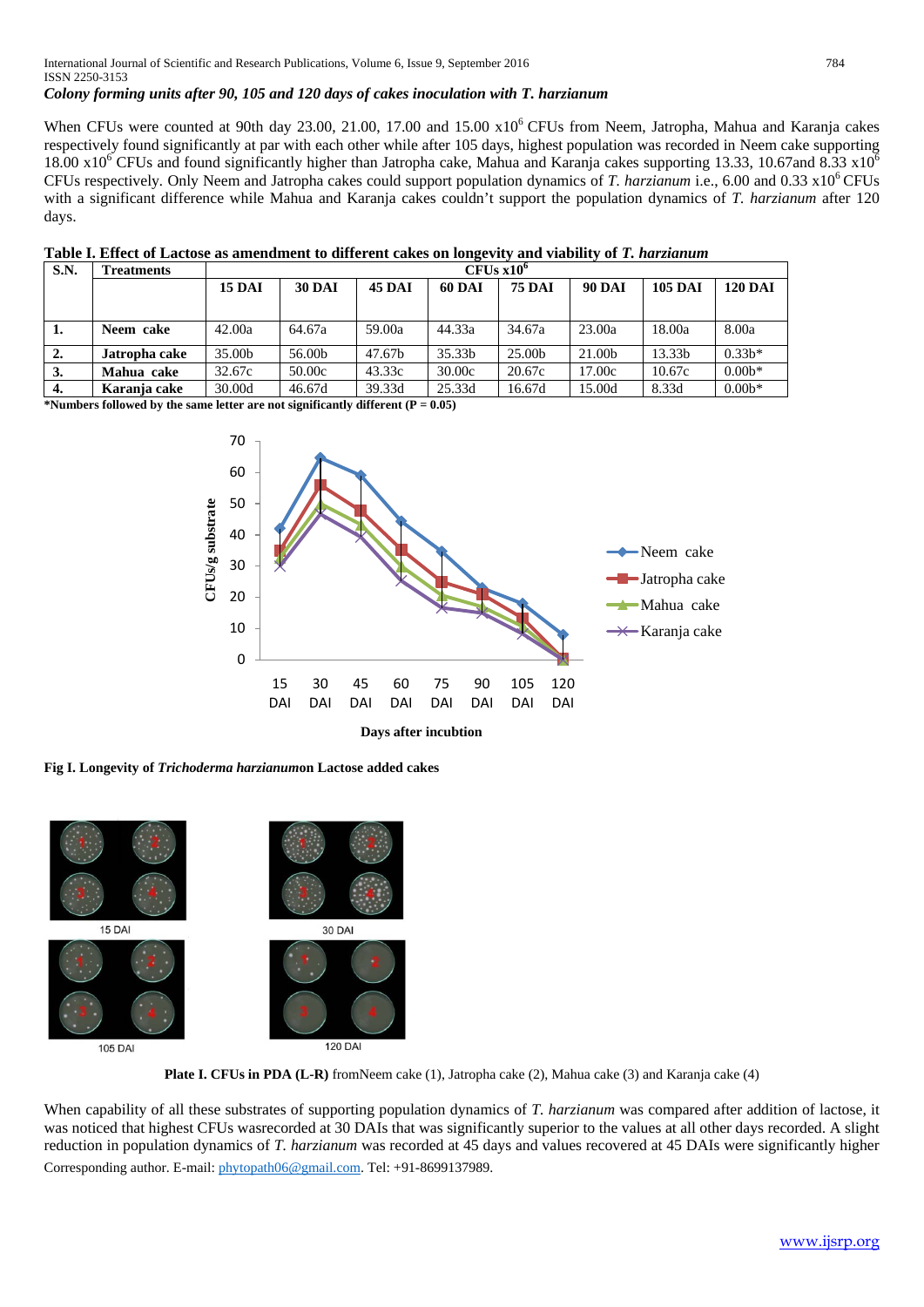### *Colony forming units after 90, 105 and 120 days of cakes inoculation with T. harzianum*

When CFUs were counted at 90th day 23.00, 21.00, 17.00 and 15.00 x$10^6$ CFUs from Neem, Jatropha, Mahua and Karanja cakes respectively found significantly at par with each other while after 105 days, highest population was recorded in Neem cake supporting 18.00 x$10^6$ CFUs and found significantly higher than Jatropha cake, Mahua and Karanja cakes supporting 13.33, 10.67and 8.33 x$10^6$ CFUs respectively. Only Neem and Jatropha cakes could support population dynamics of *T. harzianum* i.e., 6.00 and 0.33 x$10^6$ CFUs with a significant difference while Mahua and Karanja cakes couldn't support the population dynamics of *T. harzianum* after 120 days.

**Table I. Effect of Lactose as amendment to different cakes on longevity and viability of *T. harzianum***

| S.N. | Treatments | CFUs x$10^6$ | | | | | | | |
|---|---|---|---|---|---|---|---|---|---|
| | | **15 DAI** | **30 DAI** | **45 DAI** | **60 DAI** | **75 DAI** | **90 DAI** | **105 DAI** | **120 DAI** |
| **1.** | **Neem cake** | 42.00a | 64.67a | 59.00a | 44.33a | 34.67a | 23.00a | 18.00a | 8.00a |
| **2.** | **Jatropha cake** | 35.00b | 56.00b | 47.67b | 35.33b | 25.00b | 21.00b | 13.33b | 0.33b* |
| **3.** | **Mahua cake** | 32.67c | 50.00c | 43.33c | 30.00c | 20.67c | 17.00c | 10.67c | 0.00b* |
| **4.** | **Karanja cake** | 30.00d | 46.67d | 39.33d | 25.33d | 16.67d | 15.00d | 8.33d | 0.00b* |

**\*Numbers followed by the same letter are not significantly different (P = 0.05)**

**Fig I. Longevity of *Trichoderma harzianum*on Lactose added cakes**

**Plate I. CFUs in PDA (L-R)** fromNeem cake (1), Jatropha cake (2), Mahua cake (3) and Karanja cake (4)

When capability of all these substrates of supporting population dynamics of *T. harzianum* was compared after addition of lactose, it was noticed that highest CFUs wasrecorded at 30 DAIs that was significantly superior to the values at all other days recorded. A slight reduction in population dynamics of *T. harzianum* was recorded at 45 days and values recovered at 45 DAIs were significantly higher

Corresponding author. E-mail: phytopath06@gmail.com. Tel: +91-8699137989.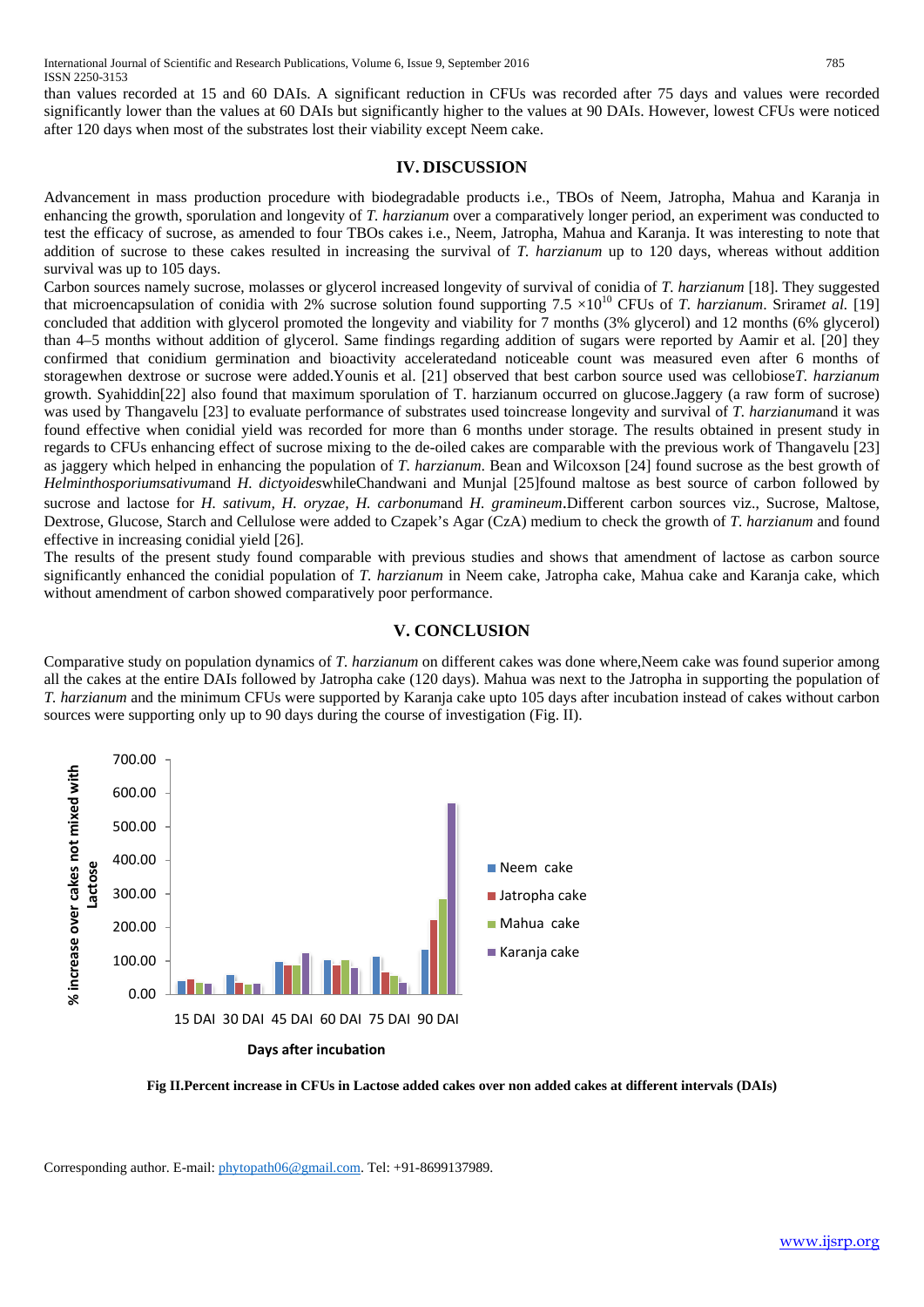than values recorded at 15 and 60 DAIs. A significant reduction in CFUs was recorded after 75 days and values were recorded significantly lower than the values at 60 DAIs but significantly higher to the values at 90 DAIs. However, lowest CFUs were noticed after 120 days when most of the substrates lost their viability except Neem cake.

## IV. DISCUSSION

Advancement in mass production procedure with biodegradable products i.e., TBOs of Neem, Jatropha, Mahua and Karanja in enhancing the growth, sporulation and longevity of *T. harzianum* over a comparatively longer period, an experiment was conducted to test the efficacy of sucrose, as amended to four TBOs cakes i.e., Neem, Jatropha, Mahua and Karanja. It was interesting to note that addition of sucrose to these cakes resulted in increasing the survival of *T. harzianum* up to 120 days, whereas without addition survival was up to 105 days.

Carbon sources namely sucrose, molasses or glycerol increased longevity of survival of conidia of *T. harzianum* [18]. They suggested that microencapsulation of conidia with 2% sucrose solution found supporting $7.5 \times 10^{10}$ CFUs of *T. harzianum*. Sriram*et al.* [19] concluded that addition with glycerol promoted the longevity and viability for 7 months (3% glycerol) and 12 months (6% glycerol) than 4–5 months without addition of glycerol. Same findings regarding addition of sugars were reported by Aamir et al. [20] they confirmed that conidium germination and bioactivity acceleratedand noticeable count was measured even after 6 months of storagewhen dextrose or sucrose were added.Younis et al. [21] observed that best carbon source used was cellobiose*T. harzianum* growth. Syahiddin[22] also found that maximum sporulation of T. harzianum occurred on glucose.Jaggery (a raw form of sucrose) was used by Thangavelu [23] to evaluate performance of substrates used toincrease longevity and survival of *T. harzianum*and it was found effective when conidial yield was recorded for more than 6 months under storage. The results obtained in present study in regards to CFUs enhancing effect of sucrose mixing to the de-oiled cakes are comparable with the previous work of Thangavelu [23] as jaggery which helped in enhancing the population of *T. harzianum*. Bean and Wilcoxson [24] found sucrose as the best growth of *Helminthosporiumsativum*and *H. dictyoides*whileChandwani and Munjal [25]found maltose as best source of carbon followed by sucrose and lactose for *H. sativum*, *H. oryzae*, *H. carbonum*and *H. gramineum*.Different carbon sources viz., Sucrose, Maltose, Dextrose, Glucose, Starch and Cellulose were added to Czapek's Agar (CzA) medium to check the growth of *T. harzianum* and found effective in increasing conidial yield [26].

The results of the present study found comparable with previous studies and shows that amendment of lactose as carbon source significantly enhanced the conidial population of *T. harzianum* in Neem cake, Jatropha cake, Mahua cake and Karanja cake, which without amendment of carbon showed comparatively poor performance.

## V. CONCLUSION

Comparative study on population dynamics of *T. harzianum* on different cakes was done where,Neem cake was found superior among all the cakes at the entire DAIs followed by Jatropha cake (120 days). Mahua was next to the Jatropha in supporting the population of *T. harzianum* and the minimum CFUs were supported by Karanja cake upto 105 days after incubation instead of cakes without carbon sources were supporting only up to 90 days during the course of investigation (Fig. II).

**Fig II.Percent increase in CFUs in Lactose added cakes over non added cakes at different intervals (DAIs)**

Corresponding author. E-mail: phytopath06@gmail.com. Tel: +91-8699137989.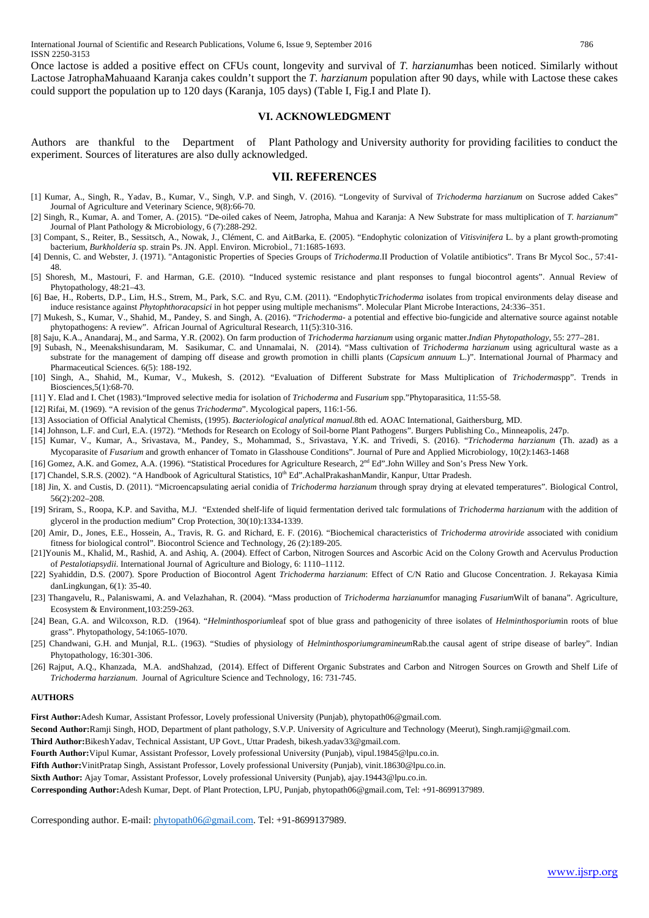Once lactose is added a positive effect on CFUs count, longevity and survival of *T. harzianum*has been noticed. Similarly without Lactose JatrophaMahuaand Karanja cakes couldn't support the *T. harzianum* population after 90 days, while with Lactose these cakes could support the population up to 120 days (Karanja, 105 days) (Table I, Fig.I and Plate I).

## VI. ACKNOWLEDGMENT

Authors are thankful to the Department of Plant Pathology and University authority for providing facilities to conduct the experiment. Sources of literatures are also dully acknowledged.

## VII. REFERENCES

[1] Kumar, A., Singh, R., Yadav, B., Kumar, V., Singh, V.P. and Singh, V. (2016). "Longevity of Survival of *Trichoderma harzianum* on Sucrose added Cakes" Journal of Agriculture and Veterinary Science, 9(8):66-70.

[2] Singh, R., Kumar, A. and Tomer, A. (2015). "De-oiled cakes of Neem, Jatropha, Mahua and Karanja: A New Substrate for mass multiplication of *T. harzianum*" Journal of Plant Pathology & Microbiology, 6 (7):288-292.

[3] Compant, S., Reiter, B., Sessitsch, A., Nowak, J., Clément, C. and AitBarka, E. (2005). "Endophytic colonization of *Vitisvinifera* L. by a plant growth-promoting bacterium, *Burkholderia* sp. strain Ps. JN. Appl. Environ. Microbiol., 71:1685-1693.

[4] Dennis, C. and Webster, J. (1971). "Antagonistic Properties of Species Groups of *Trichoderma*.II Production of Volatile antibiotics". Trans Br Mycol Soc., 57:41-48.

[5] Shoresh, M., Mastouri, F. and Harman, G.E. (2010). "Induced systemic resistance and plant responses to fungal biocontrol agents". Annual Review of Phytopathology, 48:21–43.

[6] Bae, H., Roberts, D.P., Lim, H.S., Strem, M., Park, S.C. and Ryu, C.M. (2011). "Endophytic*Trichoderma* isolates from tropical environments delay disease and induce resistance against *Phytophthoracapsici* in hot pepper using multiple mechanisms". Molecular Plant Microbe Interactions, 24:336–351.

[7] Mukesh, S., Kumar, V., Shahid, M., Pandey, S. and Singh, A. (2016). "*Trichoderma*- a potential and effective bio-fungicide and alternative source against notable phytopathogens: A review". African Journal of Agricultural Research, 11(5):310-316.

[8] Saju, K.A., Anandaraj, M., and Sarma, Y.R. (2002). On farm production of *Trichoderma harzianum* using organic matter.*Indian Phytopathology*, 55: 277–281.

[9] Subash, N., Meenakshisundaram, M. Sasikumar, C. and Unnamalai, N. (2014). "Mass cultivation of *Trichoderma harzianum* using agricultural waste as a substrate for the management of damping off disease and growth promotion in chilli plants (*Capsicum annuum* L.)". International Journal of Pharmacy and Pharmaceutical Sciences. 6(5): 188-192.

[10] Singh, A., Shahid, M., Kumar, V., Mukesh, S. (2012). "Evaluation of Different Substrate for Mass Multiplication of *Trichoderma*spp". Trends in Biosciences,5(1):68-70.

[11] Y. Elad and I. Chet (1983)."Improved selective media for isolation of *Trichoderma* and *Fusarium* spp."Phytoparasitica, 11:55-58.

[12] Rifai, M. (1969). "A revision of the genus *Trichoderma*". Mycological papers, 116:1-56.

[13] Association of Official Analytical Chemists, (1995). *Bacteriological analytical manual*.8th ed. AOAC International, Gaithersburg, MD.

[14] Johnson, L.F. and Curl, E.A. (1972). "Methods for Research on Ecology of Soil-borne Plant Pathogens". Burgers Publishing Co., Minneapolis, 247p.

[15] Kumar, V., Kumar, A., Srivastava, M., Pandey, S., Mohammad, S., Srivastava, Y.K. and Trivedi, S. (2016). "*Trichoderma harzianum* (Th. azad) as a Mycoparasite of *Fusarium* and growth enhancer of Tomato in Glasshouse Conditions". Journal of Pure and Applied Microbiology, 10(2):1463-1468

[16] Gomez, A.K. and Gomez, A.A. (1996). "Statistical Procedures for Agriculture Research, 2nd Ed".John Willey and Son's Press New York.

[17] Chandel, S.R.S. (2002). "A Handbook of Agricultural Statistics, 10th Ed".AchalPrakashanMandir, Kanpur, Uttar Pradesh.

[18] Jin, X. and Custis, D. (2011). "Microencapsulating aerial conidia of *Trichoderma harzianum* through spray drying at elevated temperatures". Biological Control, 56(2):202–208.

[19] Sriram, S., Roopa, K.P. and Savitha, M.J. "Extended shelf-life of liquid fermentation derived talc formulations of *Trichoderma harzianum* with the addition of glycerol in the production medium" Crop Protection, 30(10):1334-1339.

[20] Amir, D., Jones, E.E., Hossein, A., Travis, R. G. and Richard, E. F. (2016). "Biochemical characteristics of *Trichoderma atroviride* associated with conidium fitness for biological control". Biocontrol Science and Technology, 26 (2):189-205.

[21]Younis M., Khalid, M., Rashid, A. and Ashiq, A. (2004). Effect of Carbon, Nitrogen Sources and Ascorbic Acid on the Colony Growth and Acervulus Production of *Pestalotiapsydii*. International Journal of Agriculture and Biology, 6: 1110–1112.

[22] Syahiddin, D.S. (2007). Spore Production of Biocontrol Agent *Trichoderma harzianum*: Effect of C/N Ratio and Glucose Concentration. J. Rekayasa Kimia danLingkungan, 6(1): 35-40.

[23] Thangavelu, R., Palaniswami, A. and Velazhahan, R. (2004). "Mass production of *Trichoderma harzianum*for managing *Fusarium*Wilt of banana". Agriculture, Ecosystem & Environment,103:259-263.

[24] Bean, G.A. and Wilcoxson, R.D. (1964). "*Helminthosporium*leaf spot of blue grass and pathogenicity of three isolates of *Helminthosporium*in roots of blue grass". Phytopathology, 54:1065-1070.

[25] Chandwani, G.H. and Munjal, R.L. (1963). "Studies of physiology of *Helminthosporiumgramineum*Rab.the causal agent of stripe disease of barley". Indian Phytopathology, 16:301-306.

[26] Rajput, A.Q., Khanzada, M.A. andShahzad, (2014). Effect of Different Organic Substrates and Carbon and Nitrogen Sources on Growth and Shelf Life of *Trichoderma harzianum*. Journal of Agriculture Science and Technology, 16: 731-745.

### AUTHORS

**First Author:**Adesh Kumar, Assistant Professor, Lovely professional University (Punjab), phytopath06@gmail.com.

**Second Author:**Ramji Singh, HOD, Department of plant pathology, S.V.P. University of Agriculture and Technology (Meerut), Singh.ramji@gmail.com.

**Third Author:**BikeshYadav, Technical Assistant, UP Govt., Uttar Pradesh, bikesh.yadav33@gmail.com.

**Fourth Author:**Vipul Kumar, Assistant Professor, Lovely professional University (Punjab), vipul.19845@lpu.co.in.

**Fifth Author:**VinitPratap Singh, Assistant Professor, Lovely professional University (Punjab), vinit.18630@lpu.co.in.

**Sixth Author:** Ajay Tomar, Assistant Professor, Lovely professional University (Punjab), ajay.19443@lpu.co.in.

**Corresponding Author:**Adesh Kumar, Dept. of Plant Protection, LPU, Punjab, phytopath06@gmail.com, Tel: +91-8699137989.

Corresponding author. E-mail: phytopath06@gmail.com. Tel: +91-8699137989.